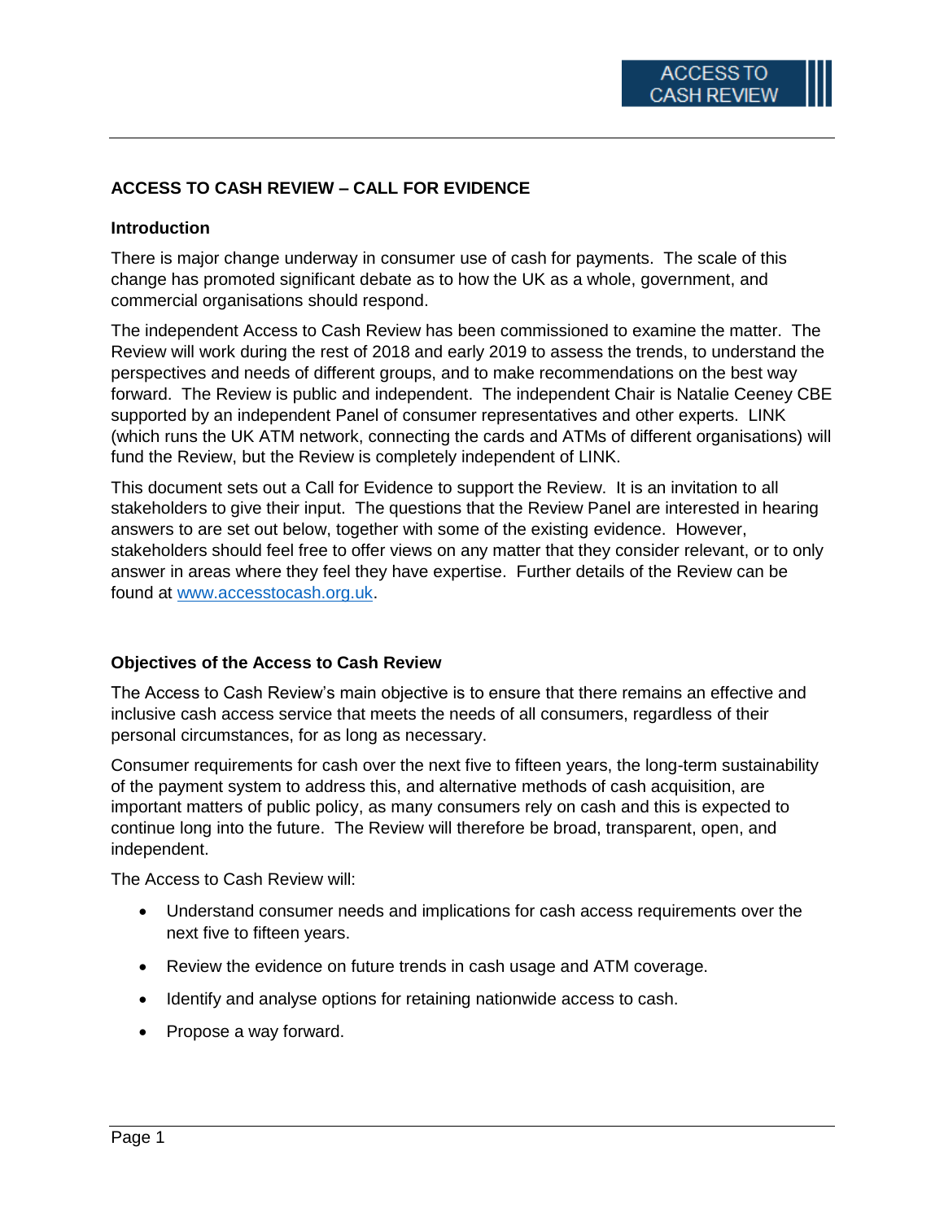# ACCESS TO CASH REVIEW – CALL FOR EVIDENCE

## Introduction

There is major change underway in consumer use of cash for payments. The scale of this change has promoted significant debate as to how the UK as a whole, government, and commercial organisations should respond.

The independent Access to Cash Review has been commissioned to examine the matter. The Review will work during the rest of 2018 and early 2019 to assess the trends, to understand the perspectives and needs of different groups, and to make recommendations on the best way forward. The Review is public and independent. The independent Chair is Natalie Ceeney CBE supported by an independent Panel of consumer representatives and other experts. LINK (which runs the UK ATM network, connecting the cards and ATMs of different organisations) will fund the Review, but the Review is completely independent of LINK.

This document sets out a Call for Evidence to support the Review. It is an invitation to all stakeholders to give their input. The questions that the Review Panel are interested in hearing answers to are set out below, together with some of the existing evidence. However, stakeholders should feel free to offer views on any matter that they consider relevant, or to only answer in areas where they feel they have expertise. Further details of the Review can be found at [www.accesstocash.org.uk](www.accesstocash.org.uk).

## Objectives of the Access to Cash Review

The Access to Cash Review's main objective is to ensure that there remains an effective and inclusive cash access service that meets the needs of all consumers, regardless of their personal circumstances, for as long as necessary.

Consumer requirements for cash over the next five to fifteen years, the long-term sustainability of the payment system to address this, and alternative methods of cash acquisition, are important matters of public policy, as many consumers rely on cash and this is expected to continue long into the future. The Review will therefore be broad, transparent, open, and independent.

The Access to Cash Review will:

- Understand consumer needs and implications for cash access requirements over the next five to fifteen years.
- Review the evidence on future trends in cash usage and ATM coverage.
- Identify and analyse options for retaining nationwide access to cash.
- Propose a way forward.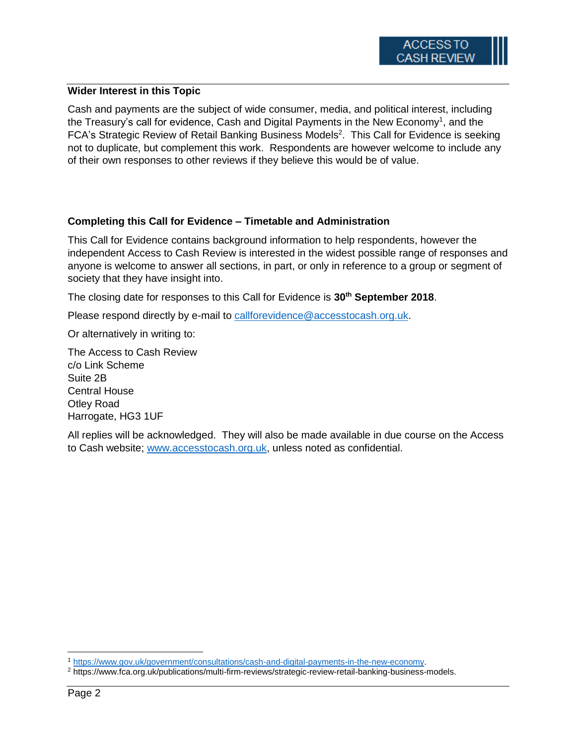## Wider Interest in this Topic

Cash and payments are the subject of wide consumer, media, and political interest, including the Treasury's call for evidence, Cash and Digital Payments in the New Economy[1], and the FCA's Strategic Review of Retail Banking Business Models[2]. This Call for Evidence is seeking not to duplicate, but complement this work. Respondents are however welcome to include any of their own responses to other reviews if they believe this would be of value.

## Completing this Call for Evidence – Timetable and Administration

This Call for Evidence contains background information to help respondents, however the independent Access to Cash Review is interested in the widest possible range of responses and anyone is welcome to answer all sections, in part, or only in reference to a group or segment of society that they have insight into.

The closing date for responses to this Call for Evidence is **30th September 2018**.

Please respond directly by e-mail to callforevidence@accesstocash.org.uk.

Or alternatively in writing to:

The Access to Cash Review
c/o Link Scheme
Suite 2B
Central House
Otley Road
Harrogate, HG3 1UF

All replies will be acknowledged. They will also be made available in due course on the Access to Cash website; www.accesstocash.org.uk, unless noted as confidential.

[1] https://www.gov.uk/government/consultations/cash-and-digital-payments-in-the-new-economy.

[2] https://www.fca.org.uk/publications/multi-firm-reviews/strategic-review-retail-banking-business-models.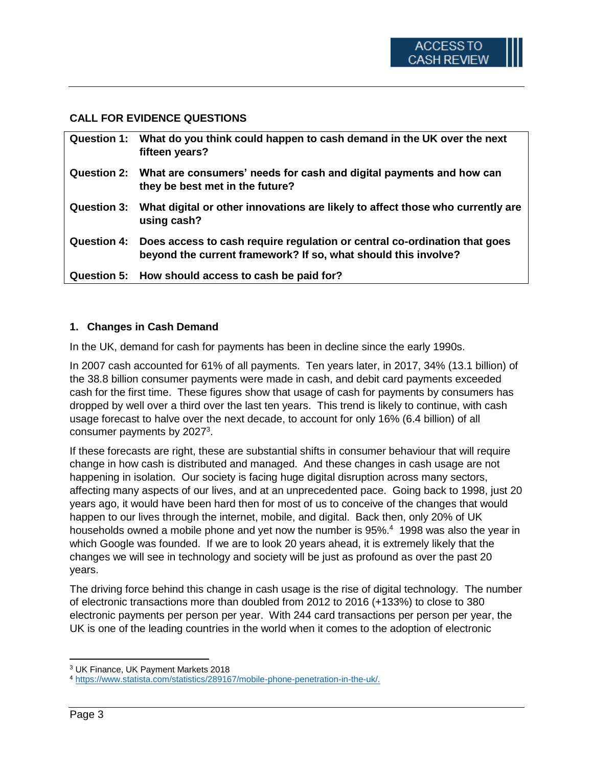## CALL FOR EVIDENCE QUESTIONS

| | |
|---|---|
| **Question 1:** | **What do you think could happen to cash demand in the UK over the next fifteen years?** |
| **Question 2:** | **What are consumers' needs for cash and digital payments and how can they be best met in the future?** |
| **Question 3:** | **What digital or other innovations are likely to affect those who currently are using cash?** |
| **Question 4:** | **Does access to cash require regulation or central co-ordination that goes beyond the current framework? If so, what should this involve?** |
| **Question 5:** | **How should access to cash be paid for?** |

### 1. Changes in Cash Demand

In the UK, demand for cash for payments has been in decline since the early 1990s.

In 2007 cash accounted for 61% of all payments. Ten years later, in 2017, 34% (13.1 billion) of the 38.8 billion consumer payments were made in cash, and debit card payments exceeded cash for the first time. These figures show that usage of cash for payments by consumers has dropped by well over a third over the last ten years. This trend is likely to continue, with cash usage forecast to halve over the next decade, to account for only 16% (6.4 billion) of all consumer payments by 2027[3].

If these forecasts are right, these are substantial shifts in consumer behaviour that will require change in how cash is distributed and managed. And these changes in cash usage are not happening in isolation. Our society is facing huge digital disruption across many sectors, affecting many aspects of our lives, and at an unprecedented pace. Going back to 1998, just 20 years ago, it would have been hard then for most of us to conceive of the changes that would happen to our lives through the internet, mobile, and digital. Back then, only 20% of UK households owned a mobile phone and yet now the number is 95%.[4] 1998 was also the year in which Google was founded. If we are to look 20 years ahead, it is extremely likely that the changes we will see in technology and society will be just as profound as over the past 20 years.

The driving force behind this change in cash usage is the rise of digital technology. The number of electronic transactions more than doubled from 2012 to 2016 (+133%) to close to 380 electronic payments per person per year. With 244 card transactions per person per year, the UK is one of the leading countries in the world when it comes to the adoption of electronic

[3] UK Finance, UK Payment Markets 2018

[4] https://www.statista.com/statistics/289167/mobile-phone-penetration-in-the-uk/.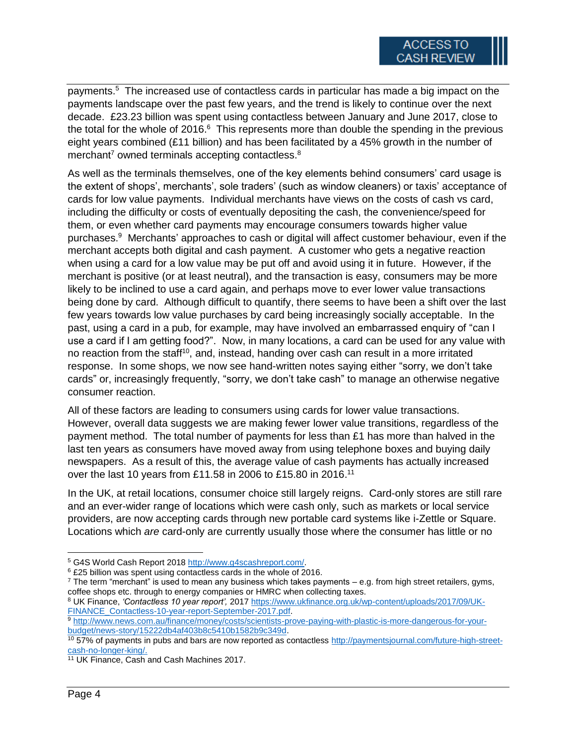payments.[5] The increased use of contactless cards in particular has made a big impact on the payments landscape over the past few years, and the trend is likely to continue over the next decade. £23.23 billion was spent using contactless between January and June 2017, close to the total for the whole of 2016.[6] This represents more than double the spending in the previous eight years combined (£11 billion) and has been facilitated by a 45% growth in the number of merchant[7] owned terminals accepting contactless.[8]

As well as the terminals themselves, one of the key elements behind consumers' card usage is the extent of shops', merchants', sole traders' (such as window cleaners) or taxis' acceptance of cards for low value payments. Individual merchants have views on the costs of cash vs card, including the difficulty or costs of eventually depositing the cash, the convenience/speed for them, or even whether card payments may encourage consumers towards higher value purchases.[9] Merchants' approaches to cash or digital will affect customer behaviour, even if the merchant accepts both digital and cash payment. A customer who gets a negative reaction when using a card for a low value may be put off and avoid using it in future. However, if the merchant is positive (or at least neutral), and the transaction is easy, consumers may be more likely to be inclined to use a card again, and perhaps move to ever lower value transactions being done by card. Although difficult to quantify, there seems to have been a shift over the last few years towards low value purchases by card being increasingly socially acceptable. In the past, using a card in a pub, for example, may have involved an embarrassed enquiry of "can I use a card if I am getting food?". Now, in many locations, a card can be used for any value with no reaction from the staff[10], and, instead, handing over cash can result in a more irritated response. In some shops, we now see hand-written notes saying either "sorry, we don't take cards" or, increasingly frequently, "sorry, we don't take cash" to manage an otherwise negative consumer reaction.

All of these factors are leading to consumers using cards for lower value transactions. However, overall data suggests we are making fewer lower value transitions, regardless of the payment method. The total number of payments for less than £1 has more than halved in the last ten years as consumers have moved away from using telephone boxes and buying daily newspapers. As a result of this, the average value of cash payments has actually increased over the last 10 years from £11.58 in 2006 to £15.80 in 2016.[11]

In the UK, at retail locations, consumer choice still largely reigns. Card-only stores are still rare and an ever-wider range of locations which were cash only, such as markets or local service providers, are now accepting cards through new portable card systems like i-Zettle or Square. Locations which *are* card-only are currently usually those where the consumer has little or no

---

[5] G4S World Cash Report 2018 http://www.g4scashreport.com/.

[6] £25 billion was spent using contactless cards in the whole of 2016.

[7] The term "merchant" is used to mean any business which takes payments – e.g. from high street retailers, gyms, coffee shops etc. through to energy companies or HMRC when collecting taxes.

[8] UK Finance, *'Contactless 10 year report',* 2017 https://www.ukfinance.org.uk/wp-content/uploads/2017/09/UK-FINANCE_Contactless-10-year-report-September-2017.pdf.

[9] http://www.news.com.au/finance/money/costs/scientists-prove-paying-with-plastic-is-more-dangerous-for-your-budget/news-story/15222db4af403b8c5410b1582b9c349d.

[10] 57% of payments in pubs and bars are now reported as contactless http://paymentsjournal.com/future-high-street-cash-no-longer-king/.

[11] UK Finance, Cash and Cash Machines 2017.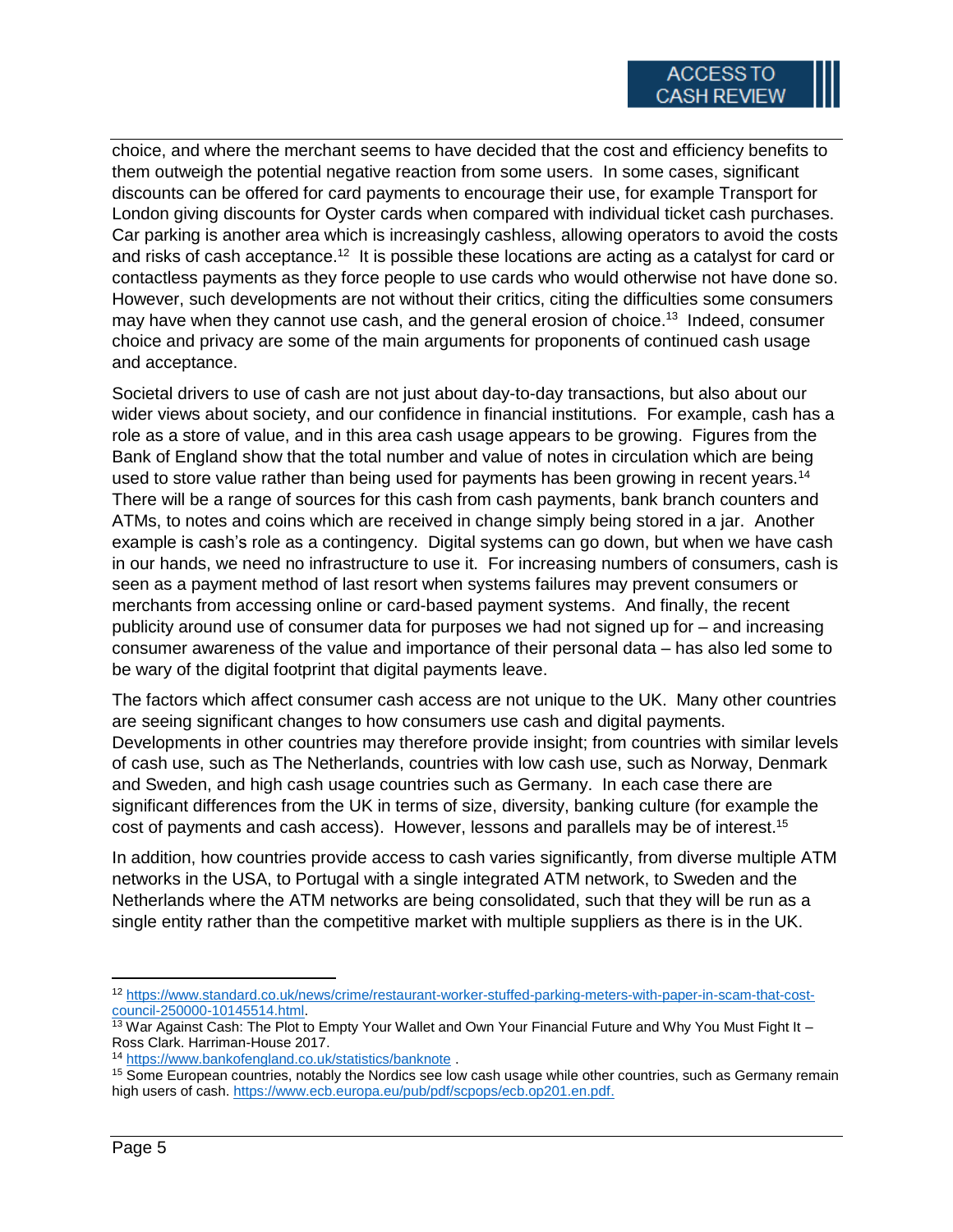choice, and where the merchant seems to have decided that the cost and efficiency benefits to them outweigh the potential negative reaction from some users. In some cases, significant discounts can be offered for card payments to encourage their use, for example Transport for London giving discounts for Oyster cards when compared with individual ticket cash purchases. Car parking is another area which is increasingly cashless, allowing operators to avoid the costs and risks of cash acceptance.[12] It is possible these locations are acting as a catalyst for card or contactless payments as they force people to use cards who would otherwise not have done so. However, such developments are not without their critics, citing the difficulties some consumers may have when they cannot use cash, and the general erosion of choice.[13] Indeed, consumer choice and privacy are some of the main arguments for proponents of continued cash usage and acceptance.

Societal drivers to use of cash are not just about day-to-day transactions, but also about our wider views about society, and our confidence in financial institutions. For example, cash has a role as a store of value, and in this area cash usage appears to be growing. Figures from the Bank of England show that the total number and value of notes in circulation which are being used to store value rather than being used for payments has been growing in recent years.[14] There will be a range of sources for this cash from cash payments, bank branch counters and ATMs, to notes and coins which are received in change simply being stored in a jar. Another example is cash's role as a contingency. Digital systems can go down, but when we have cash in our hands, we need no infrastructure to use it. For increasing numbers of consumers, cash is seen as a payment method of last resort when systems failures may prevent consumers or merchants from accessing online or card-based payment systems. And finally, the recent publicity around use of consumer data for purposes we had not signed up for – and increasing consumer awareness of the value and importance of their personal data – has also led some to be wary of the digital footprint that digital payments leave.

The factors which affect consumer cash access are not unique to the UK. Many other countries are seeing significant changes to how consumers use cash and digital payments. Developments in other countries may therefore provide insight; from countries with similar levels of cash use, such as The Netherlands, countries with low cash use, such as Norway, Denmark and Sweden, and high cash usage countries such as Germany. In each case there are significant differences from the UK in terms of size, diversity, banking culture (for example the cost of payments and cash access). However, lessons and parallels may be of interest.[15]

In addition, how countries provide access to cash varies significantly, from diverse multiple ATM networks in the USA, to Portugal with a single integrated ATM network, to Sweden and the Netherlands where the ATM networks are being consolidated, such that they will be run as a single entity rather than the competitive market with multiple suppliers as there is in the UK.

---

[12] https://www.standard.co.uk/news/crime/restaurant-worker-stuffed-parking-meters-with-paper-in-scam-that-cost-council-250000-10145514.html.

[13] War Against Cash: The Plot to Empty Your Wallet and Own Your Financial Future and Why You Must Fight It – Ross Clark. Harriman-House 2017.

[14] https://www.bankofengland.co.uk/statistics/banknote .

[15] Some European countries, notably the Nordics see low cash usage while other countries, such as Germany remain high users of cash. https://www.ecb.europa.eu/pub/pdf/scpops/ecb.op201.en.pdf.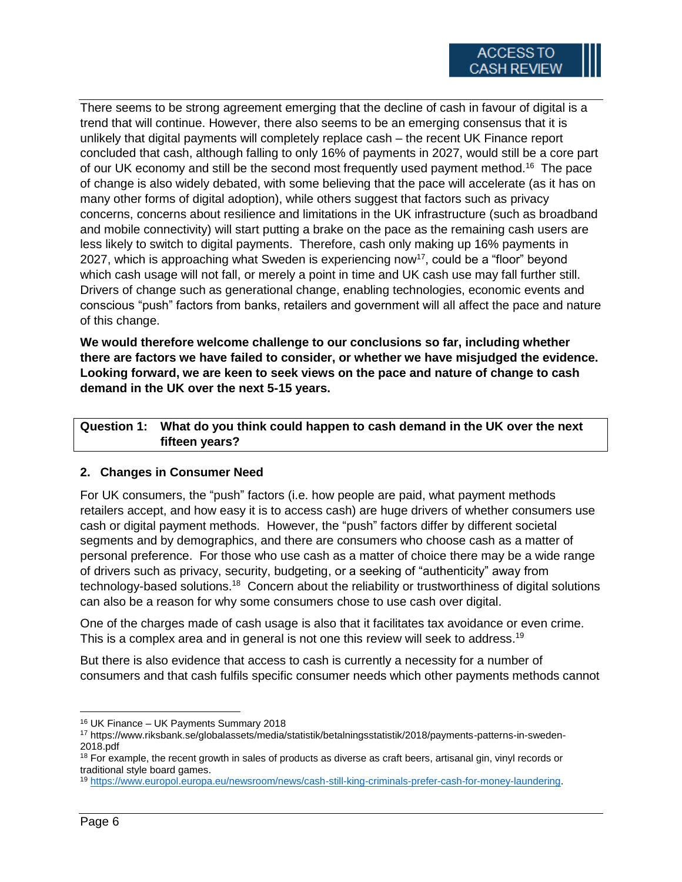There seems to be strong agreement emerging that the decline of cash in favour of digital is a trend that will continue. However, there also seems to be an emerging consensus that it is unlikely that digital payments will completely replace cash – the recent UK Finance report concluded that cash, although falling to only 16% of payments in 2027, would still be a core part of our UK economy and still be the second most frequently used payment method.[16] The pace of change is also widely debated, with some believing that the pace will accelerate (as it has on many other forms of digital adoption), while others suggest that factors such as privacy concerns, concerns about resilience and limitations in the UK infrastructure (such as broadband and mobile connectivity) will start putting a brake on the pace as the remaining cash users are less likely to switch to digital payments. Therefore, cash only making up 16% payments in 2027, which is approaching what Sweden is experiencing now[17], could be a "floor" beyond which cash usage will not fall, or merely a point in time and UK cash use may fall further still. Drivers of change such as generational change, enabling technologies, economic events and conscious "push" factors from banks, retailers and government will all affect the pace and nature of this change.

**We would therefore welcome challenge to our conclusions so far, including whether there are factors we have failed to consider, or whether we have misjudged the evidence. Looking forward, we are keen to seek views on the pace and nature of change to cash demand in the UK over the next 5-15 years.**

| **Question 1:** | **What do you think could happen to cash demand in the UK over the next fifteen years?** |
|---|---|

## 2. Changes in Consumer Need

For UK consumers, the "push" factors (i.e. how people are paid, what payment methods retailers accept, and how easy it is to access cash) are huge drivers of whether consumers use cash or digital payment methods. However, the "push" factors differ by different societal segments and by demographics, and there are consumers who choose cash as a matter of personal preference. For those who use cash as a matter of choice there may be a wide range of drivers such as privacy, security, budgeting, or a seeking of "authenticity" away from technology-based solutions.[18] Concern about the reliability or trustworthiness of digital solutions can also be a reason for why some consumers chose to use cash over digital.

One of the charges made of cash usage is also that it facilitates tax avoidance or even crime. This is a complex area and in general is not one this review will seek to address.[19]

But there is also evidence that access to cash is currently a necessity for a number of consumers and that cash fulfils specific consumer needs which other payments methods cannot

---

[16] UK Finance – UK Payments Summary 2018

[17] https://www.riksbank.se/globalassets/media/statistik/betalningsstatistik/2018/payments-patterns-in-sweden-2018.pdf

[18] For example, the recent growth in sales of products as diverse as craft beers, artisanal gin, vinyl records or traditional style board games.

[19] https://www.europol.europa.eu/newsroom/news/cash-still-king-criminals-prefer-cash-for-money-laundering.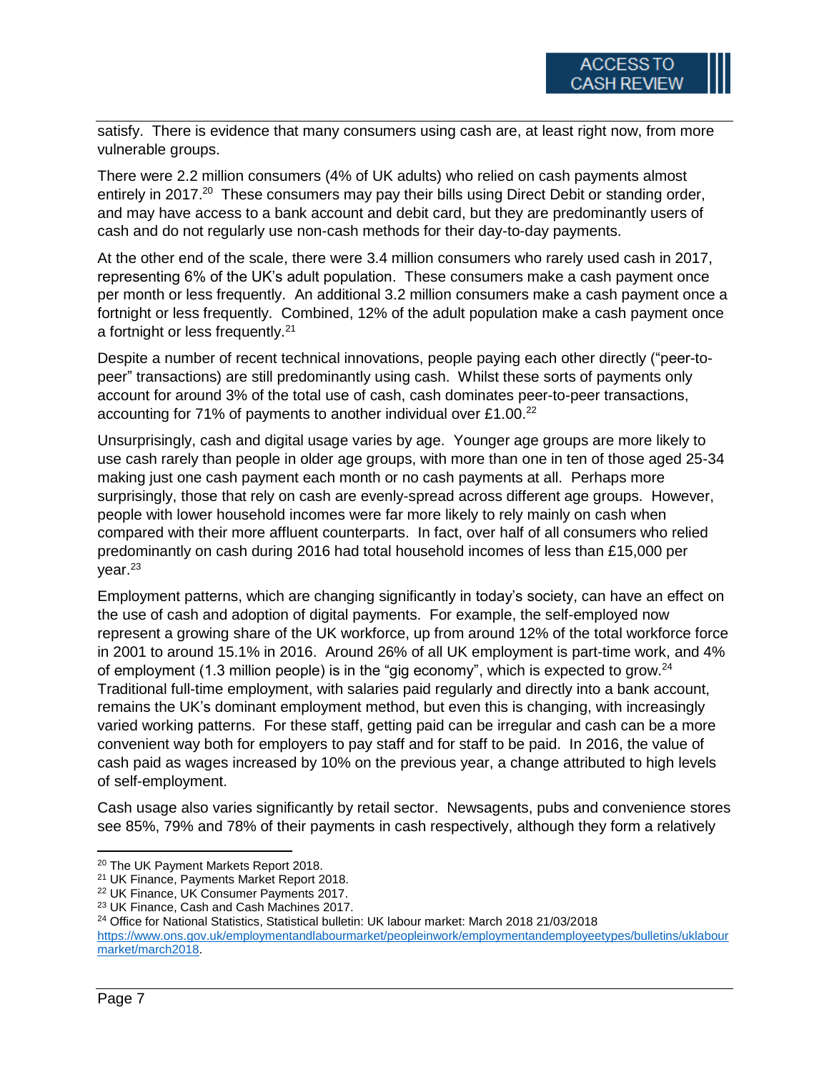satisfy. There is evidence that many consumers using cash are, at least right now, from more vulnerable groups.

There were 2.2 million consumers (4% of UK adults) who relied on cash payments almost entirely in 2017.[20] These consumers may pay their bills using Direct Debit or standing order, and may have access to a bank account and debit card, but they are predominantly users of cash and do not regularly use non-cash methods for their day-to-day payments.

At the other end of the scale, there were 3.4 million consumers who rarely used cash in 2017, representing 6% of the UK's adult population. These consumers make a cash payment once per month or less frequently. An additional 3.2 million consumers make a cash payment once a fortnight or less frequently. Combined, 12% of the adult population make a cash payment once a fortnight or less frequently.[21]

Despite a number of recent technical innovations, people paying each other directly ("peer-to-peer" transactions) are still predominantly using cash. Whilst these sorts of payments only account for around 3% of the total use of cash, cash dominates peer-to-peer transactions, accounting for 71% of payments to another individual over £1.00.[22]

Unsurprisingly, cash and digital usage varies by age. Younger age groups are more likely to use cash rarely than people in older age groups, with more than one in ten of those aged 25-34 making just one cash payment each month or no cash payments at all. Perhaps more surprisingly, those that rely on cash are evenly-spread across different age groups. However, people with lower household incomes were far more likely to rely mainly on cash when compared with their more affluent counterparts. In fact, over half of all consumers who relied predominantly on cash during 2016 had total household incomes of less than £15,000 per year.[23]

Employment patterns, which are changing significantly in today's society, can have an effect on the use of cash and adoption of digital payments. For example, the self-employed now represent a growing share of the UK workforce, up from around 12% of the total workforce force in 2001 to around 15.1% in 2016. Around 26% of all UK employment is part-time work, and 4% of employment (1.3 million people) is in the "gig economy", which is expected to grow.[24] Traditional full-time employment, with salaries paid regularly and directly into a bank account, remains the UK's dominant employment method, but even this is changing, with increasingly varied working patterns. For these staff, getting paid can be irregular and cash can be a more convenient way both for employers to pay staff and for staff to be paid. In 2016, the value of cash paid as wages increased by 10% on the previous year, a change attributed to high levels of self-employment.

Cash usage also varies significantly by retail sector. Newsagents, pubs and convenience stores see 85%, 79% and 78% of their payments in cash respectively, although they form a relatively

---

[20] The UK Payment Markets Report 2018.

[21] UK Finance, Payments Market Report 2018.

[22] UK Finance, UK Consumer Payments 2017.

[23] UK Finance, Cash and Cash Machines 2017.

[24] Office for National Statistics, Statistical bulletin: UK labour market: March 2018 21/03/2018 https://www.ons.gov.uk/employmentandlabourmarket/peopleinwork/employmentandemployeetypes/bulletins/uklabourmarket/march2018.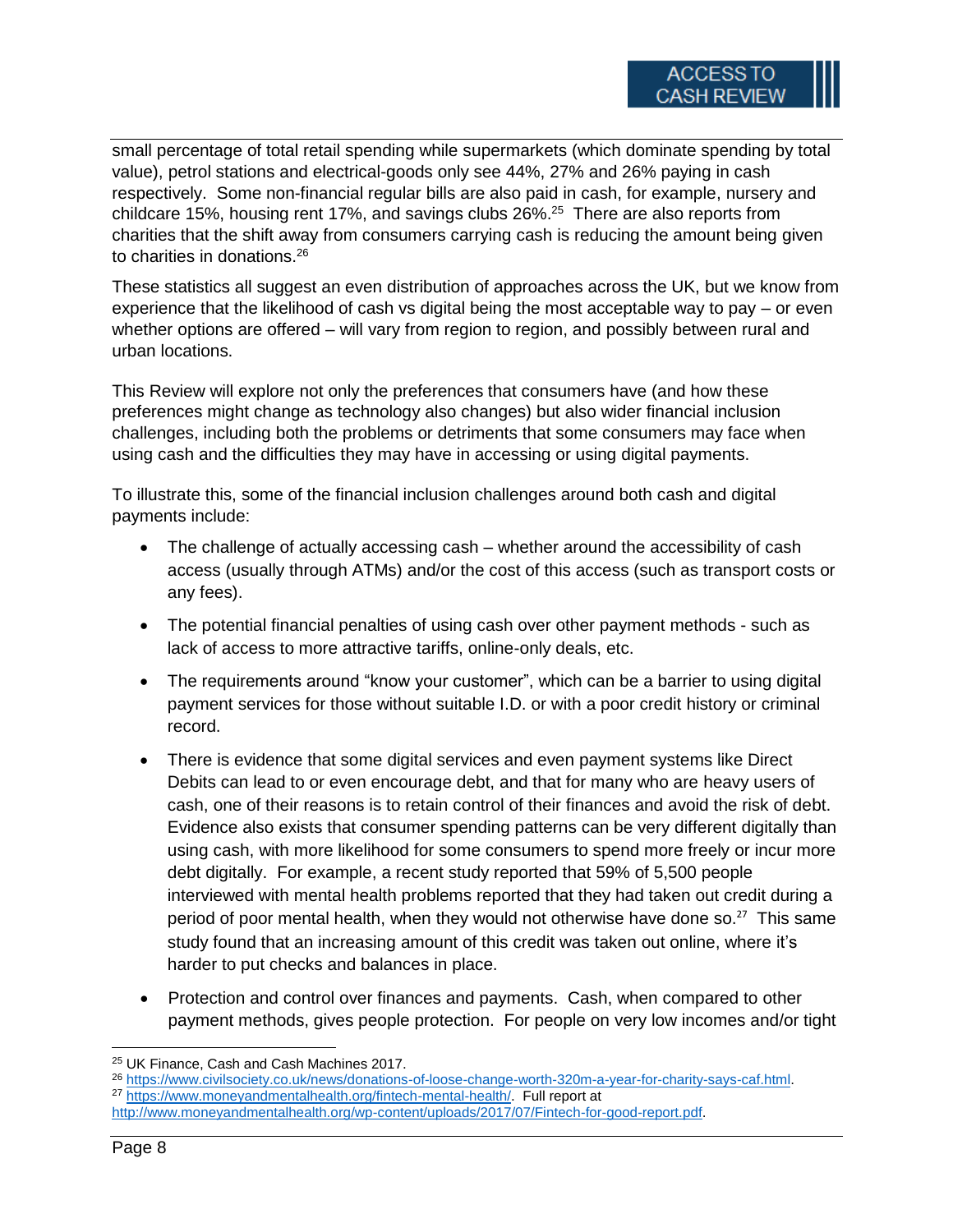small percentage of total retail spending while supermarkets (which dominate spending by total value), petrol stations and electrical-goods only see 44%, 27% and 26% paying in cash respectively. Some non-financial regular bills are also paid in cash, for example, nursery and childcare 15%, housing rent 17%, and savings clubs 26%.[25] There are also reports from charities that the shift away from consumers carrying cash is reducing the amount being given to charities in donations.[26]

These statistics all suggest an even distribution of approaches across the UK, but we know from experience that the likelihood of cash vs digital being the most acceptable way to pay – or even whether options are offered – will vary from region to region, and possibly between rural and urban locations.

This Review will explore not only the preferences that consumers have (and how these preferences might change as technology also changes) but also wider financial inclusion challenges, including both the problems or detriments that some consumers may face when using cash and the difficulties they may have in accessing or using digital payments.

To illustrate this, some of the financial inclusion challenges around both cash and digital payments include:

- The challenge of actually accessing cash – whether around the accessibility of cash access (usually through ATMs) and/or the cost of this access (such as transport costs or any fees).
- The potential financial penalties of using cash over other payment methods - such as lack of access to more attractive tariffs, online-only deals, etc.
- The requirements around "know your customer", which can be a barrier to using digital payment services for those without suitable I.D. or with a poor credit history or criminal record.
- There is evidence that some digital services and even payment systems like Direct Debits can lead to or even encourage debt, and that for many who are heavy users of cash, one of their reasons is to retain control of their finances and avoid the risk of debt. Evidence also exists that consumer spending patterns can be very different digitally than using cash, with more likelihood for some consumers to spend more freely or incur more debt digitally. For example, a recent study reported that 59% of 5,500 people interviewed with mental health problems reported that they had taken out credit during a period of poor mental health, when they would not otherwise have done so.[27] This same study found that an increasing amount of this credit was taken out online, where it's harder to put checks and balances in place.
- Protection and control over finances and payments. Cash, when compared to other payment methods, gives people protection. For people on very low incomes and/or tight

---

[25] UK Finance, Cash and Cash Machines 2017.

[26] https://www.civilsociety.co.uk/news/donations-of-loose-change-worth-320m-a-year-for-charity-says-caf.html.

[27] https://www.moneyandmentalhealth.org/fintech-mental-health/. Full report at http://www.moneyandmentalhealth.org/wp-content/uploads/2017/07/Fintech-for-good-report.pdf.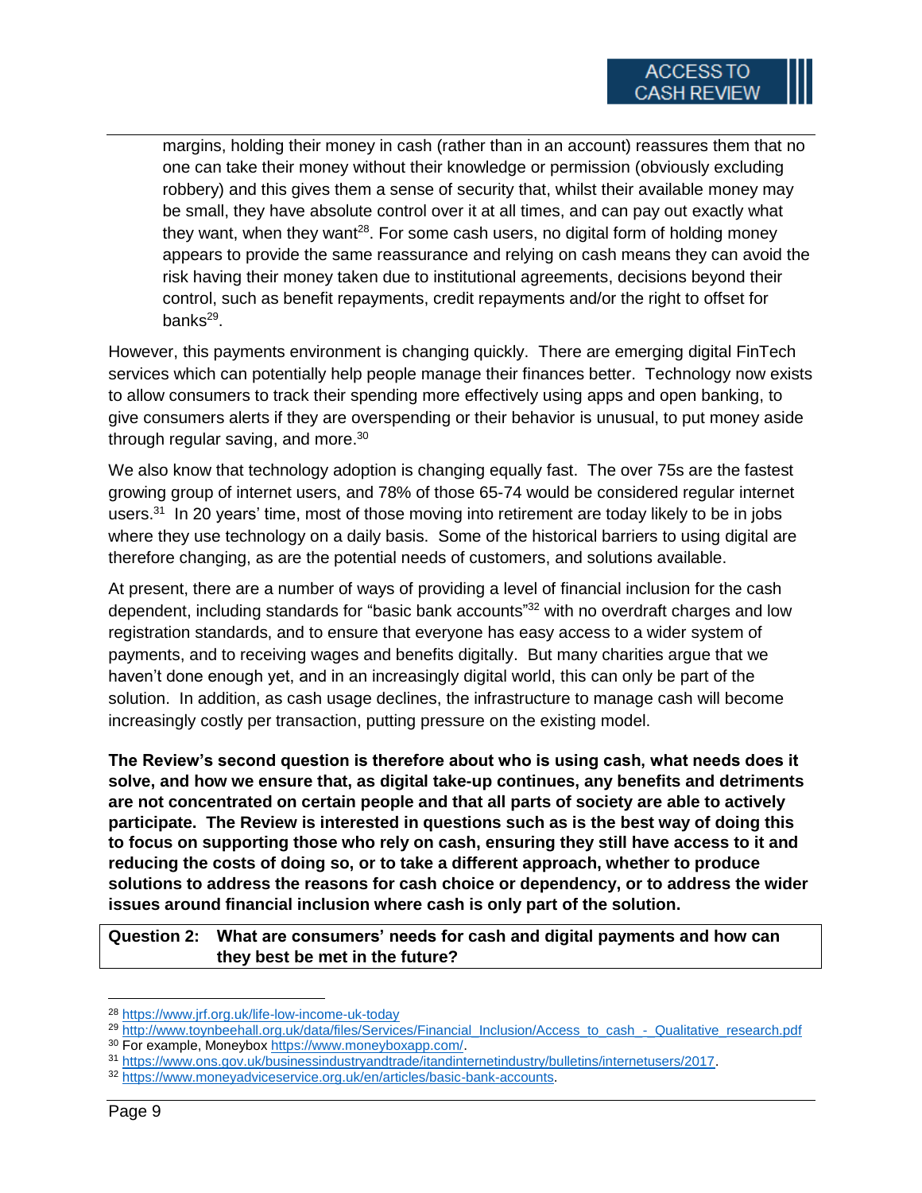margins, holding their money in cash (rather than in an account) reassures them that no one can take their money without their knowledge or permission (obviously excluding robbery) and this gives them a sense of security that, whilst their available money may be small, they have absolute control over it at all times, and can pay out exactly what they want, when they want[28]. For some cash users, no digital form of holding money appears to provide the same reassurance and relying on cash means they can avoid the risk having their money taken due to institutional agreements, decisions beyond their control, such as benefit repayments, credit repayments and/or the right to offset for banks[29].

However, this payments environment is changing quickly. There are emerging digital FinTech services which can potentially help people manage their finances better. Technology now exists to allow consumers to track their spending more effectively using apps and open banking, to give consumers alerts if they are overspending or their behavior is unusual, to put money aside through regular saving, and more.[30]

We also know that technology adoption is changing equally fast. The over 75s are the fastest growing group of internet users, and 78% of those 65-74 would be considered regular internet users.[31] In 20 years' time, most of those moving into retirement are today likely to be in jobs where they use technology on a daily basis. Some of the historical barriers to using digital are therefore changing, as are the potential needs of customers, and solutions available.

At present, there are a number of ways of providing a level of financial inclusion for the cash dependent, including standards for "basic bank accounts"[32] with no overdraft charges and low registration standards, and to ensure that everyone has easy access to a wider system of payments, and to receiving wages and benefits digitally. But many charities argue that we haven't done enough yet, and in an increasingly digital world, this can only be part of the solution. In addition, as cash usage declines, the infrastructure to manage cash will become increasingly costly per transaction, putting pressure on the existing model.

**The Review's second question is therefore about who is using cash, what needs does it solve, and how we ensure that, as digital take-up continues, any benefits and detriments are not concentrated on certain people and that all parts of society are able to actively participate. The Review is interested in questions such as is the best way of doing this to focus on supporting those who rely on cash, ensuring they still have access to it and reducing the costs of doing so, or to take a different approach, whether to produce solutions to address the reasons for cash choice or dependency, or to address the wider issues around financial inclusion where cash is only part of the solution.**

**Question 2: What are consumers' needs for cash and digital payments and how can they best be met in the future?**

---

[28] https://www.jrf.org.uk/life-low-income-uk-today

[29] http://www.toynbeehall.org.uk/data/files/Services/Financial_Inclusion/Access_to_cash_-_Qualitative_research.pdf

[30] For example, Moneybox https://www.moneyboxapp.com/.

[31] https://www.ons.gov.uk/businessindustryandtrade/itandinternetindustry/bulletins/internetusers/2017.

[32] https://www.moneyadviceservice.org.uk/en/articles/basic-bank-accounts.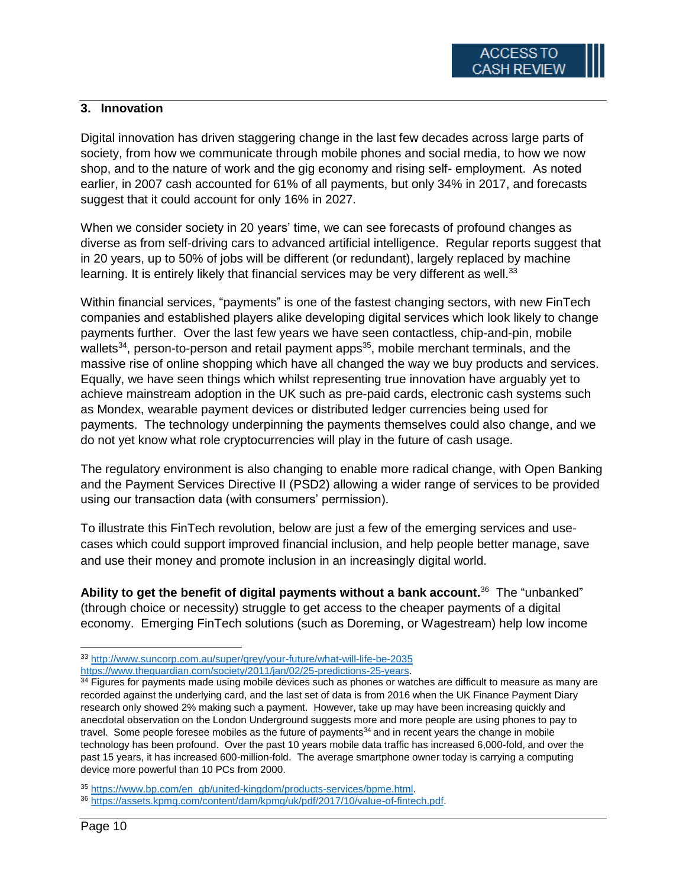## 3. Innovation

Digital innovation has driven staggering change in the last few decades across large parts of society, from how we communicate through mobile phones and social media, to how we now shop, and to the nature of work and the gig economy and rising self- employment. As noted earlier, in 2007 cash accounted for 61% of all payments, but only 34% in 2017, and forecasts suggest that it could account for only 16% in 2027.

When we consider society in 20 years' time, we can see forecasts of profound changes as diverse as from self-driving cars to advanced artificial intelligence. Regular reports suggest that in 20 years, up to 50% of jobs will be different (or redundant), largely replaced by machine learning. It is entirely likely that financial services may be very different as well.[33]

Within financial services, "payments" is one of the fastest changing sectors, with new FinTech companies and established players alike developing digital services which look likely to change payments further. Over the last few years we have seen contactless, chip-and-pin, mobile wallets[34], person-to-person and retail payment apps[35], mobile merchant terminals, and the massive rise of online shopping which have all changed the way we buy products and services. Equally, we have seen things which whilst representing true innovation have arguably yet to achieve mainstream adoption in the UK such as pre-paid cards, electronic cash systems such as Mondex, wearable payment devices or distributed ledger currencies being used for payments. The technology underpinning the payments themselves could also change, and we do not yet know what role cryptocurrencies will play in the future of cash usage.

The regulatory environment is also changing to enable more radical change, with Open Banking and the Payment Services Directive II (PSD2) allowing a wider range of services to be provided using our transaction data (with consumers' permission).

To illustrate this FinTech revolution, below are just a few of the emerging services and use-cases which could support improved financial inclusion, and help people better manage, save and use their money and promote inclusion in an increasingly digital world.

**Ability to get the benefit of digital payments without a bank account.**[36] The "unbanked" (through choice or necessity) struggle to get access to the cheaper payments of a digital economy. Emerging FinTech solutions (such as Doreming, or Wagestream) help low income

---

[33] http://www.suncorp.com.au/super/grey/your-future/what-will-life-be-2035 https://www.theguardian.com/society/2011/jan/02/25-predictions-25-years.

[34] Figures for payments made using mobile devices such as phones or watches are difficult to measure as many are recorded against the underlying card, and the last set of data is from 2016 when the UK Finance Payment Diary research only showed 2% making such a payment. However, take up may have been increasing quickly and anecdotal observation on the London Underground suggests more and more people are using phones to pay to travel. Some people foresee mobiles as the future of payments[34] and in recent years the change in mobile technology has been profound. Over the past 10 years mobile data traffic has increased 6,000-fold, and over the past 15 years, it has increased 600-million-fold. The average smartphone owner today is carrying a computing device more powerful than 10 PCs from 2000.

[35] https://www.bp.com/en_gb/united-kingdom/products-services/bpme.html.

[36] https://assets.kpmg.com/content/dam/kpmg/uk/pdf/2017/10/value-of-fintech.pdf.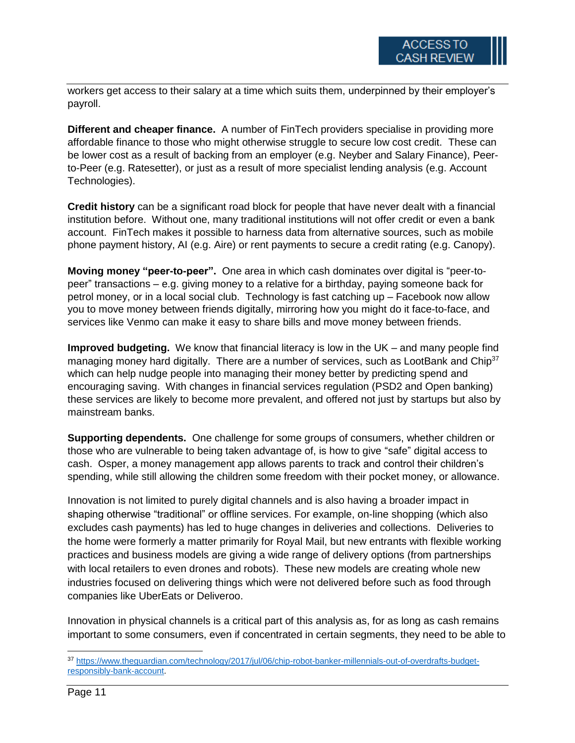workers get access to their salary at a time which suits them, underpinned by their employer's payroll.

**Different and cheaper finance.** A number of FinTech providers specialise in providing more affordable finance to those who might otherwise struggle to secure low cost credit. These can be lower cost as a result of backing from an employer (e.g. Neyber and Salary Finance), Peer-to-Peer (e.g. Ratesetter), or just as a result of more specialist lending analysis (e.g. Account Technologies).

**Credit history** can be a significant road block for people that have never dealt with a financial institution before. Without one, many traditional institutions will not offer credit or even a bank account. FinTech makes it possible to harness data from alternative sources, such as mobile phone payment history, AI (e.g. Aire) or rent payments to secure a credit rating (e.g. Canopy).

**Moving money "peer-to-peer".** One area in which cash dominates over digital is "peer-to-peer" transactions – e.g. giving money to a relative for a birthday, paying someone back for petrol money, or in a local social club. Technology is fast catching up – Facebook now allow you to move money between friends digitally, mirroring how you might do it face-to-face, and services like Venmo can make it easy to share bills and move money between friends.

**Improved budgeting.** We know that financial literacy is low in the UK – and many people find managing money hard digitally. There are a number of services, such as LootBank and Chip[37] which can help nudge people into managing their money better by predicting spend and encouraging saving. With changes in financial services regulation (PSD2 and Open banking) these services are likely to become more prevalent, and offered not just by startups but also by mainstream banks.

**Supporting dependents.** One challenge for some groups of consumers, whether children or those who are vulnerable to being taken advantage of, is how to give "safe" digital access to cash. Osper, a money management app allows parents to track and control their children's spending, while still allowing the children some freedom with their pocket money, or allowance.

Innovation is not limited to purely digital channels and is also having a broader impact in shaping otherwise "traditional" or offline services. For example, on-line shopping (which also excludes cash payments) has led to huge changes in deliveries and collections. Deliveries to the home were formerly a matter primarily for Royal Mail, but new entrants with flexible working practices and business models are giving a wide range of delivery options (from partnerships with local retailers to even drones and robots). These new models are creating whole new industries focused on delivering things which were not delivered before such as food through companies like UberEats or Deliveroo.

Innovation in physical channels is a critical part of this analysis as, for as long as cash remains important to some consumers, even if concentrated in certain segments, they need to be able to

---

[37] https://www.theguardian.com/technology/2017/jul/06/chip-robot-banker-millennials-out-of-overdrafts-budget-responsibly-bank-account.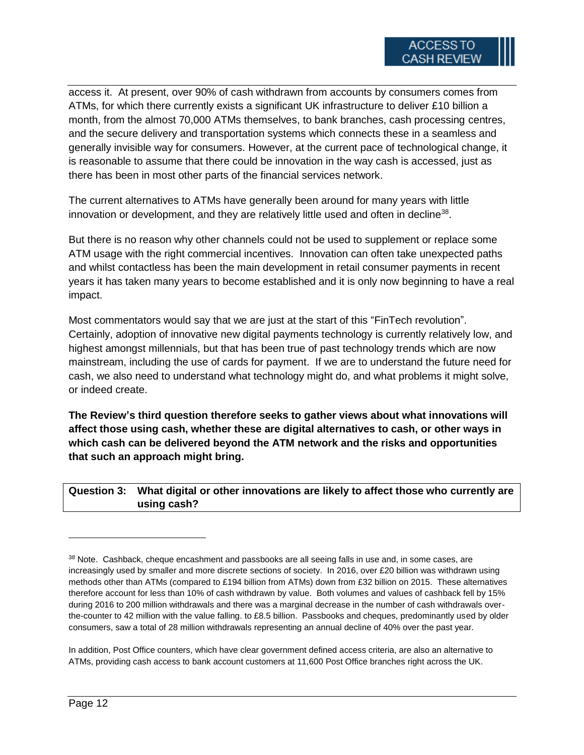access it. At present, over 90% of cash withdrawn from accounts by consumers comes from ATMs, for which there currently exists a significant UK infrastructure to deliver £10 billion a month, from the almost 70,000 ATMs themselves, to bank branches, cash processing centres, and the secure delivery and transportation systems which connects these in a seamless and generally invisible way for consumers. However, at the current pace of technological change, it is reasonable to assume that there could be innovation in the way cash is accessed, just as there has been in most other parts of the financial services network.

The current alternatives to ATMs have generally been around for many years with little innovation or development, and they are relatively little used and often in decline[38].

But there is no reason why other channels could not be used to supplement or replace some ATM usage with the right commercial incentives. Innovation can often take unexpected paths and whilst contactless has been the main development in retail consumer payments in recent years it has taken many years to become established and it is only now beginning to have a real impact.

Most commentators would say that we are just at the start of this "FinTech revolution". Certainly, adoption of innovative new digital payments technology is currently relatively low, and highest amongst millennials, but that has been true of past technology trends which are now mainstream, including the use of cards for payment. If we are to understand the future need for cash, we also need to understand what technology might do, and what problems it might solve, or indeed create.

**The Review's third question therefore seeks to gather views about what innovations will affect those using cash, whether these are digital alternatives to cash, or other ways in which cash can be delivered beyond the ATM network and the risks and opportunities that such an approach might bring.**

| **Question 3:** | **What digital or other innovations are likely to affect those who currently are using cash?** |
|---|---|

---

[38] Note. Cashback, cheque encashment and passbooks are all seeing falls in use and, in some cases, are increasingly used by smaller and more discrete sections of society. In 2016, over £20 billion was withdrawn using methods other than ATMs (compared to £194 billion from ATMs) down from £32 billion on 2015. These alternatives therefore account for less than 10% of cash withdrawn by value. Both volumes and values of cashback fell by 15% during 2016 to 200 million withdrawals and there was a marginal decrease in the number of cash withdrawals over-the-counter to 42 million with the value falling. to £8.5 billion. Passbooks and cheques, predominantly used by older consumers, saw a total of 28 million withdrawals representing an annual decline of 40% over the past year.

In addition, Post Office counters, which have clear government defined access criteria, are also an alternative to ATMs, providing cash access to bank account customers at 11,600 Post Office branches right across the UK.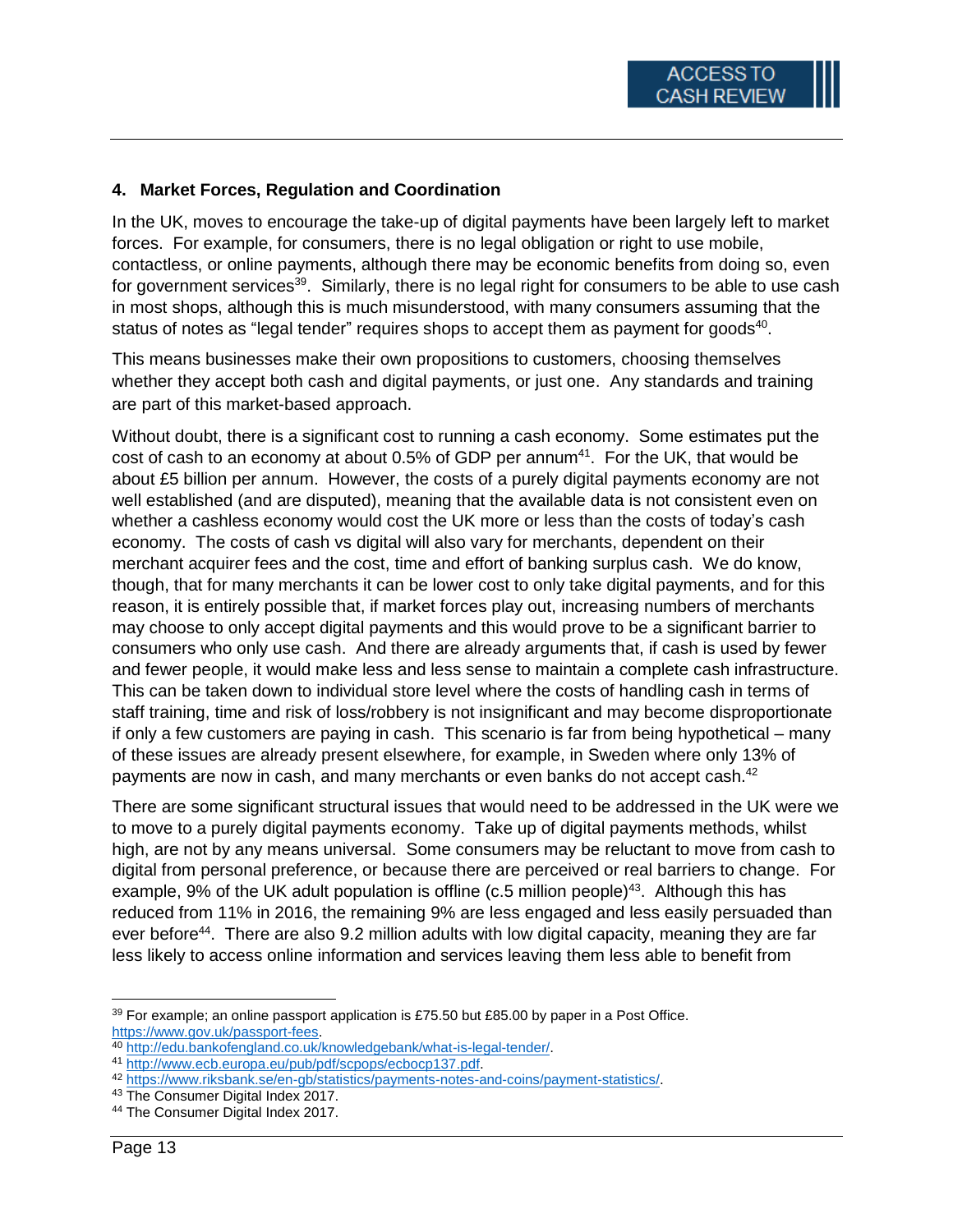## 4. Market Forces, Regulation and Coordination

In the UK, moves to encourage the take-up of digital payments have been largely left to market forces. For example, for consumers, there is no legal obligation or right to use mobile, contactless, or online payments, although there may be economic benefits from doing so, even for government services[39]. Similarly, there is no legal right for consumers to be able to use cash in most shops, although this is much misunderstood, with many consumers assuming that the status of notes as "legal tender" requires shops to accept them as payment for goods[40].

This means businesses make their own propositions to customers, choosing themselves whether they accept both cash and digital payments, or just one. Any standards and training are part of this market-based approach.

Without doubt, there is a significant cost to running a cash economy. Some estimates put the cost of cash to an economy at about 0.5% of GDP per annum[41]. For the UK, that would be about £5 billion per annum. However, the costs of a purely digital payments economy are not well established (and are disputed), meaning that the available data is not consistent even on whether a cashless economy would cost the UK more or less than the costs of today's cash economy. The costs of cash vs digital will also vary for merchants, dependent on their merchant acquirer fees and the cost, time and effort of banking surplus cash. We do know, though, that for many merchants it can be lower cost to only take digital payments, and for this reason, it is entirely possible that, if market forces play out, increasing numbers of merchants may choose to only accept digital payments and this would prove to be a significant barrier to consumers who only use cash. And there are already arguments that, if cash is used by fewer and fewer people, it would make less and less sense to maintain a complete cash infrastructure. This can be taken down to individual store level where the costs of handling cash in terms of staff training, time and risk of loss/robbery is not insignificant and may become disproportionate if only a few customers are paying in cash. This scenario is far from being hypothetical – many of these issues are already present elsewhere, for example, in Sweden where only 13% of payments are now in cash, and many merchants or even banks do not accept cash.[42]

There are some significant structural issues that would need to be addressed in the UK were we to move to a purely digital payments economy. Take up of digital payments methods, whilst high, are not by any means universal. Some consumers may be reluctant to move from cash to digital from personal preference, or because there are perceived or real barriers to change. For example, 9% of the UK adult population is offline (c.5 million people)[43]. Although this has reduced from 11% in 2016, the remaining 9% are less engaged and less easily persuaded than ever before[44]. There are also 9.2 million adults with low digital capacity, meaning they are far less likely to access online information and services leaving them less able to benefit from

---

[39] For example; an online passport application is £75.50 but £85.00 by paper in a Post Office. https://www.gov.uk/passport-fees.

[40] http://edu.bankofengland.co.uk/knowledgebank/what-is-legal-tender/.

[41] http://www.ecb.europa.eu/pub/pdf/scpops/ecbocp137.pdf.

[42] https://www.riksbank.se/en-gb/statistics/payments-notes-and-coins/payment-statistics/.

[43] The Consumer Digital Index 2017.

[44] The Consumer Digital Index 2017.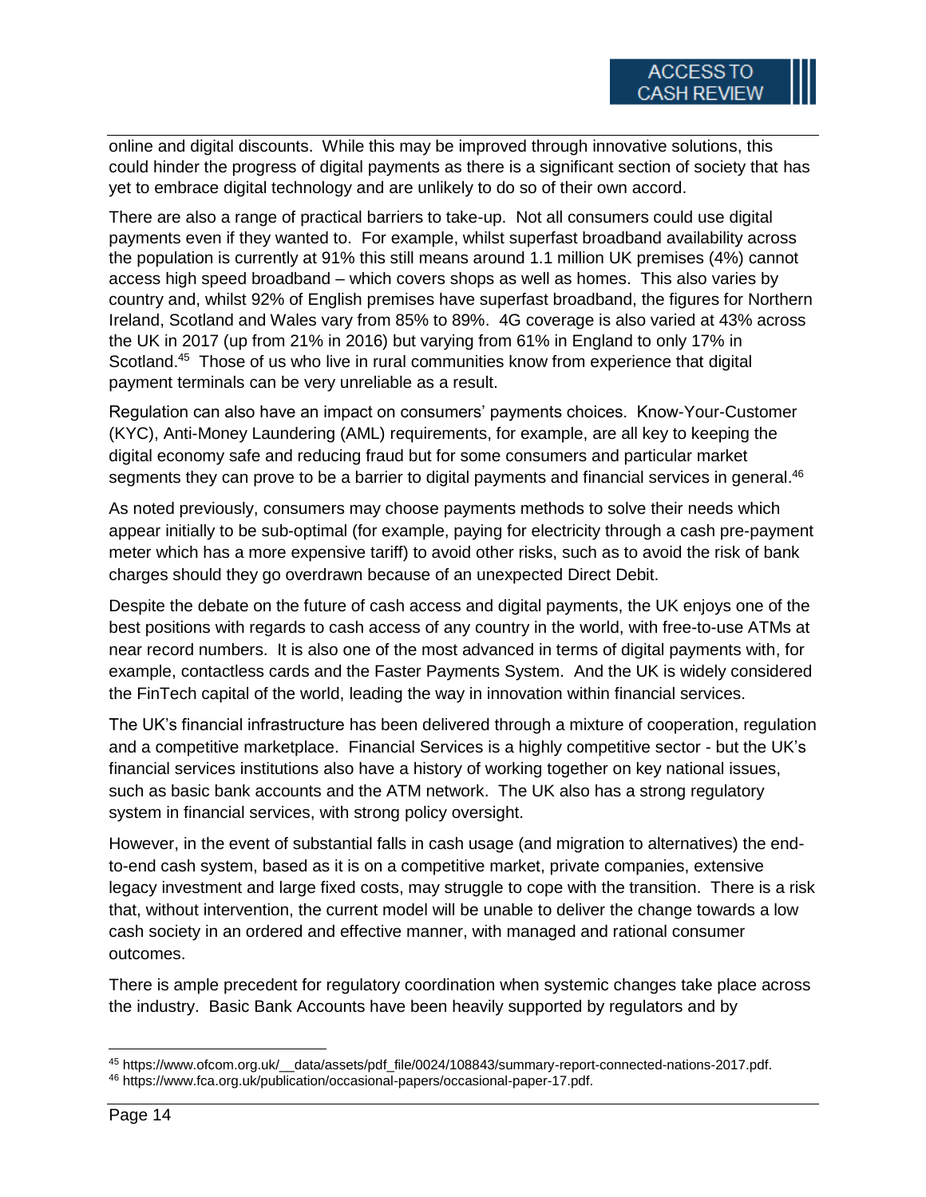online and digital discounts. While this may be improved through innovative solutions, this could hinder the progress of digital payments as there is a significant section of society that has yet to embrace digital technology and are unlikely to do so of their own accord.

There are also a range of practical barriers to take-up. Not all consumers could use digital payments even if they wanted to. For example, whilst superfast broadband availability across the population is currently at 91% this still means around 1.1 million UK premises (4%) cannot access high speed broadband – which covers shops as well as homes. This also varies by country and, whilst 92% of English premises have superfast broadband, the figures for Northern Ireland, Scotland and Wales vary from 85% to 89%. 4G coverage is also varied at 43% across the UK in 2017 (up from 21% in 2016) but varying from 61% in England to only 17% in Scotland.[45] Those of us who live in rural communities know from experience that digital payment terminals can be very unreliable as a result.

Regulation can also have an impact on consumers' payments choices. Know-Your-Customer (KYC), Anti-Money Laundering (AML) requirements, for example, are all key to keeping the digital economy safe and reducing fraud but for some consumers and particular market segments they can prove to be a barrier to digital payments and financial services in general.[46]

As noted previously, consumers may choose payments methods to solve their needs which appear initially to be sub-optimal (for example, paying for electricity through a cash pre-payment meter which has a more expensive tariff) to avoid other risks, such as to avoid the risk of bank charges should they go overdrawn because of an unexpected Direct Debit.

Despite the debate on the future of cash access and digital payments, the UK enjoys one of the best positions with regards to cash access of any country in the world, with free-to-use ATMs at near record numbers. It is also one of the most advanced in terms of digital payments with, for example, contactless cards and the Faster Payments System. And the UK is widely considered the FinTech capital of the world, leading the way in innovation within financial services.

The UK's financial infrastructure has been delivered through a mixture of cooperation, regulation and a competitive marketplace. Financial Services is a highly competitive sector - but the UK's financial services institutions also have a history of working together on key national issues, such as basic bank accounts and the ATM network. The UK also has a strong regulatory system in financial services, with strong policy oversight.

However, in the event of substantial falls in cash usage (and migration to alternatives) the end-to-end cash system, based as it is on a competitive market, private companies, extensive legacy investment and large fixed costs, may struggle to cope with the transition. There is a risk that, without intervention, the current model will be unable to deliver the change towards a low cash society in an ordered and effective manner, with managed and rational consumer outcomes.

There is ample precedent for regulatory coordination when systemic changes take place across the industry. Basic Bank Accounts have been heavily supported by regulators and by

---

[45] https://www.ofcom.org.uk/__data/assets/pdf_file/0024/108843/summary-report-connected-nations-2017.pdf.

[46] https://www.fca.org.uk/publication/occasional-papers/occasional-paper-17.pdf.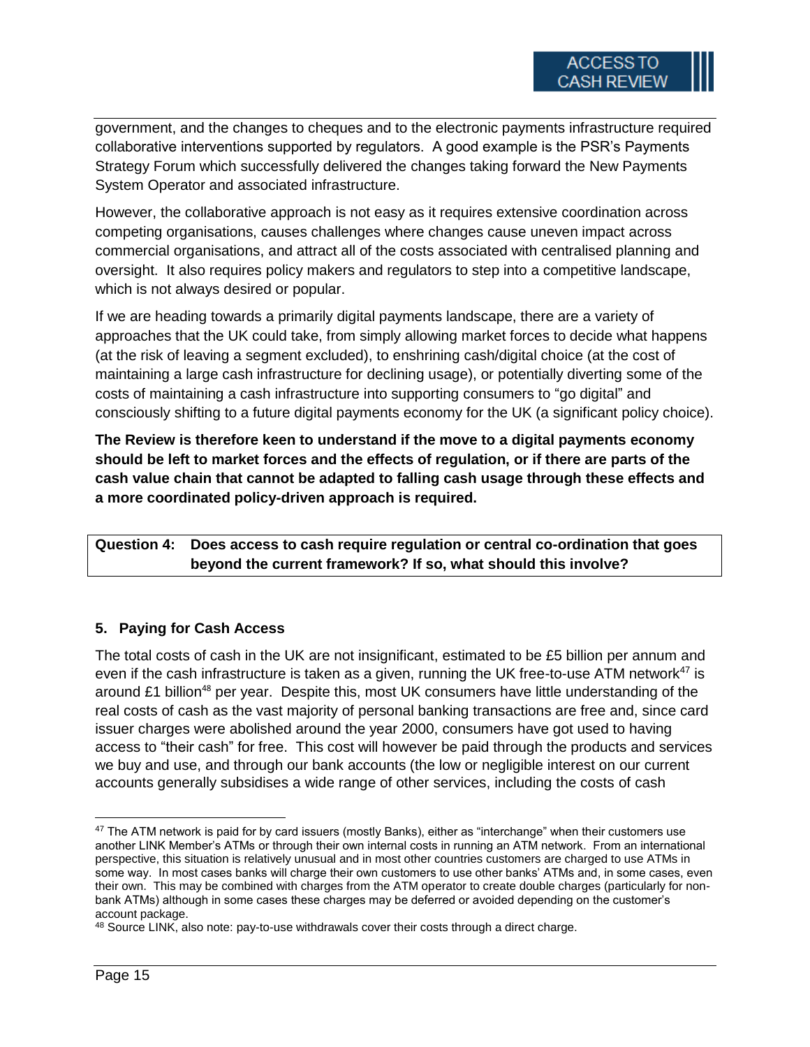government, and the changes to cheques and to the electronic payments infrastructure required collaborative interventions supported by regulators. A good example is the PSR's Payments Strategy Forum which successfully delivered the changes taking forward the New Payments System Operator and associated infrastructure.

However, the collaborative approach is not easy as it requires extensive coordination across competing organisations, causes challenges where changes cause uneven impact across commercial organisations, and attract all of the costs associated with centralised planning and oversight. It also requires policy makers and regulators to step into a competitive landscape, which is not always desired or popular.

If we are heading towards a primarily digital payments landscape, there are a variety of approaches that the UK could take, from simply allowing market forces to decide what happens (at the risk of leaving a segment excluded), to enshrining cash/digital choice (at the cost of maintaining a large cash infrastructure for declining usage), or potentially diverting some of the costs of maintaining a cash infrastructure into supporting consumers to "go digital" and consciously shifting to a future digital payments economy for the UK (a significant policy choice).

**The Review is therefore keen to understand if the move to a digital payments economy should be left to market forces and the effects of regulation, or if there are parts of the cash value chain that cannot be adapted to falling cash usage through these effects and a more coordinated policy-driven approach is required.**

**Question 4: Does access to cash require regulation or central co-ordination that goes beyond the current framework? If so, what should this involve?**

## 5. Paying for Cash Access

The total costs of cash in the UK are not insignificant, estimated to be £5 billion per annum and even if the cash infrastructure is taken as a given, running the UK free-to-use ATM network[47] is around £1 billion[48] per year. Despite this, most UK consumers have little understanding of the real costs of cash as the vast majority of personal banking transactions are free and, since card issuer charges were abolished around the year 2000, consumers have got used to having access to "their cash" for free. This cost will however be paid through the products and services we buy and use, and through our bank accounts (the low or negligible interest on our current accounts generally subsidises a wide range of other services, including the costs of cash

[47] The ATM network is paid for by card issuers (mostly Banks), either as "interchange" when their customers use another LINK Member's ATMs or through their own internal costs in running an ATM network. From an international perspective, this situation is relatively unusual and in most other countries customers are charged to use ATMs in some way. In most cases banks will charge their own customers to use other banks' ATMs and, in some cases, even their own. This may be combined with charges from the ATM operator to create double charges (particularly for non-bank ATMs) although in some cases these charges may be deferred or avoided depending on the customer's account package.

[48] Source LINK, also note: pay-to-use withdrawals cover their costs through a direct charge.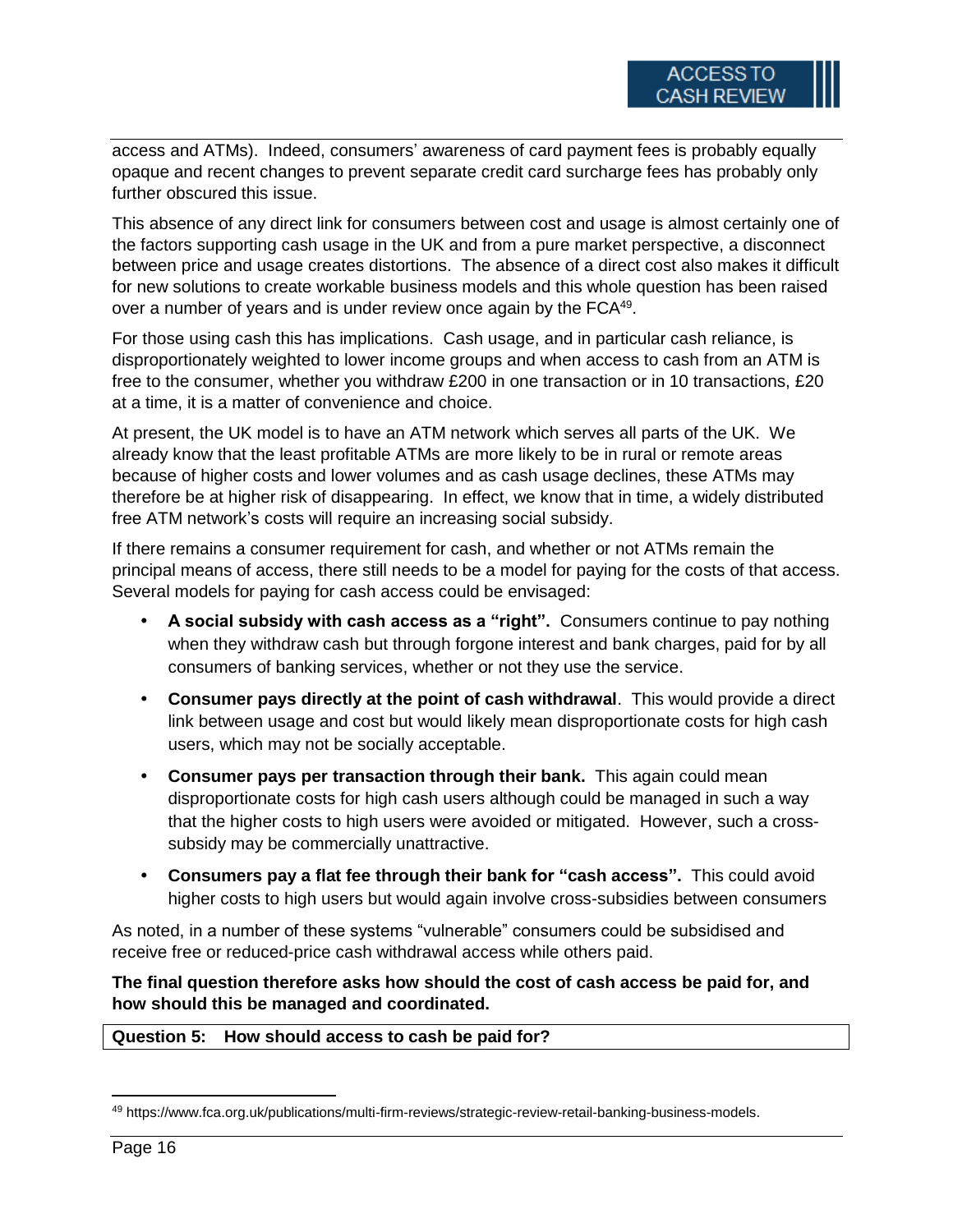access and ATMs). Indeed, consumers' awareness of card payment fees is probably equally opaque and recent changes to prevent separate credit card surcharge fees has probably only further obscured this issue.

This absence of any direct link for consumers between cost and usage is almost certainly one of the factors supporting cash usage in the UK and from a pure market perspective, a disconnect between price and usage creates distortions. The absence of a direct cost also makes it difficult for new solutions to create workable business models and this whole question has been raised over a number of years and is under review once again by the FCA[49].

For those using cash this has implications. Cash usage, and in particular cash reliance, is disproportionately weighted to lower income groups and when access to cash from an ATM is free to the consumer, whether you withdraw £200 in one transaction or in 10 transactions, £20 at a time, it is a matter of convenience and choice.

At present, the UK model is to have an ATM network which serves all parts of the UK. We already know that the least profitable ATMs are more likely to be in rural or remote areas because of higher costs and lower volumes and as cash usage declines, these ATMs may therefore be at higher risk of disappearing. In effect, we know that in time, a widely distributed free ATM network's costs will require an increasing social subsidy.

If there remains a consumer requirement for cash, and whether or not ATMs remain the principal means of access, there still needs to be a model for paying for the costs of that access. Several models for paying for cash access could be envisaged:

- **A social subsidy with cash access as a "right".** Consumers continue to pay nothing when they withdraw cash but through forgone interest and bank charges, paid for by all consumers of banking services, whether or not they use the service.
- **Consumer pays directly at the point of cash withdrawal**. This would provide a direct link between usage and cost but would likely mean disproportionate costs for high cash users, which may not be socially acceptable.
- **Consumer pays per transaction through their bank.** This again could mean disproportionate costs for high cash users although could be managed in such a way that the higher costs to high users were avoided or mitigated. However, such a cross-subsidy may be commercially unattractive.
- **Consumers pay a flat fee through their bank for "cash access".** This could avoid higher costs to high users but would again involve cross-subsidies between consumers

As noted, in a number of these systems "vulnerable" consumers could be subsidised and receive free or reduced-price cash withdrawal access while others paid.

**The final question therefore asks how should the cost of cash access be paid for, and how should this be managed and coordinated.**

**Question 5: How should access to cash be paid for?**

[49] https://www.fca.org.uk/publications/multi-firm-reviews/strategic-review-retail-banking-business-models.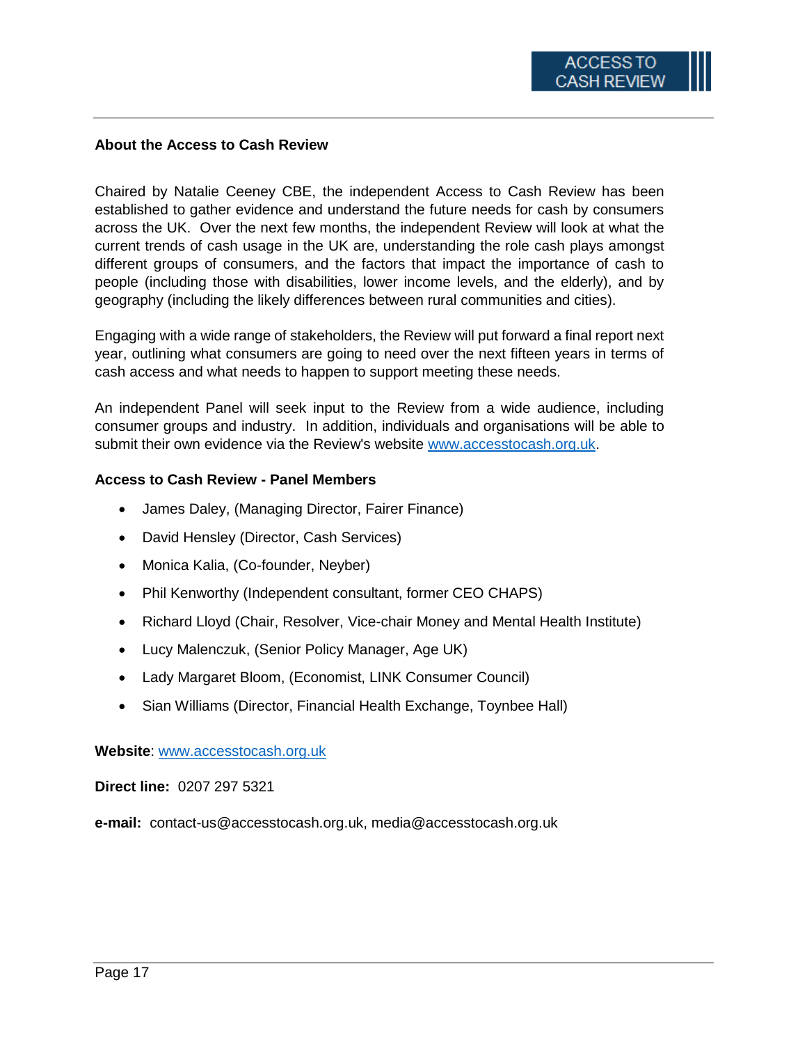### About the Access to Cash Review

Chaired by Natalie Ceeney CBE, the independent Access to Cash Review has been established to gather evidence and understand the future needs for cash by consumers across the UK. Over the next few months, the independent Review will look at what the current trends of cash usage in the UK are, understanding the role cash plays amongst different groups of consumers, and the factors that impact the importance of cash to people (including those with disabilities, lower income levels, and the elderly), and by geography (including the likely differences between rural communities and cities).

Engaging with a wide range of stakeholders, the Review will put forward a final report next year, outlining what consumers are going to need over the next fifteen years in terms of cash access and what needs to happen to support meeting these needs.

An independent Panel will seek input to the Review from a wide audience, including consumer groups and industry. In addition, individuals and organisations will be able to submit their own evidence via the Review's website www.accesstocash.org.uk.

### Access to Cash Review - Panel Members

- James Daley, (Managing Director, Fairer Finance)
- David Hensley (Director, Cash Services)
- Monica Kalia, (Co-founder, Neyber)
- Phil Kenworthy (Independent consultant, former CEO CHAPS)
- Richard Lloyd (Chair, Resolver, Vice-chair Money and Mental Health Institute)
- Lucy Malenczuk, (Senior Policy Manager, Age UK)
- Lady Margaret Bloom, (Economist, LINK Consumer Council)
- Sian Williams (Director, Financial Health Exchange, Toynbee Hall)

**Website**: www.accesstocash.org.uk

**Direct line:** 0207 297 5321

**e-mail:** contact-us@accesstocash.org.uk, media@accesstocash.org.uk